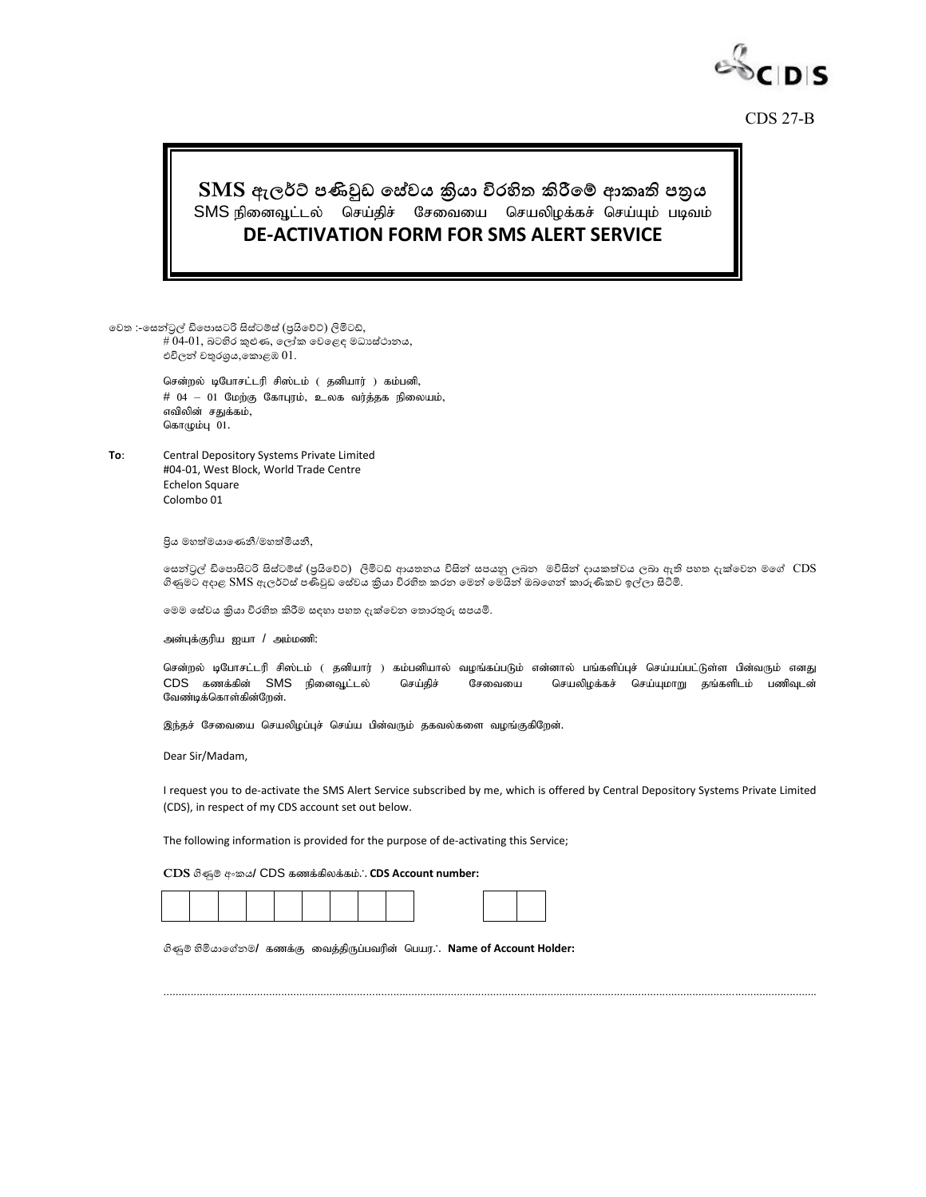CDS 27-B

# SMS ඇලර්ට් පණිවුඩ සේවය ක්‍රියා විරහිත කිරීමේ ආකෘති පත්‍රය

## SMS நினைவூட்டல் செய்திச் சேவையை செயலிழக்கச் செய்யும் படிவம்

## DE-ACTIVATION FORM FOR SMS ALERT SERVICE

වෙත :-සෙන්ට්‍රල් ඩිපොසටරි සිස්ටම්ස් (ප්‍රයිවේට්) ලිමිටඩ්,
# 04-01, බටහිර කුළුණ, ලෝක වෙළෙඳ මධ්‍යස්ථානය,
එචිලන් චතුරශ්‍රය,කොළඹ 01.

சென்றல் டிபோசட்டரி சிஸ்டம் ( தனியார் ) கம்பனி,
# 04 – 01 மேற்கு கோபுரம், உலக வர்த்தக நிலையம்,
எவிலின் சதுக்கம்,
கொழும்பு 01.

**To**: Central Depository Systems Private Limited
#04-01, West Block, World Trade Centre
Echelon Square
Colombo 01

ප්‍රිය මහත්මයාණෙනි/මහත්මියනි,

සෙන්ට්‍රල් ඩිපොසිටරි සිස්ටම්ස් (ප්‍රයිවේට්) ලිමිටඩ් ආයතනය විසින් සපයනු ලබන මවිසින් දායකත්වය ලබා ඇති පහත දැක්වෙන මගේ CDS ගිණුමට අදාළ SMS ඇලර්ට්ස් පණිවුඩ සේවය ක්‍රියා විරහිත කරන මෙන් මෙයින් ඔබගෙන් කාරුණිකව ඉල්ලා සිටිමි.

මෙම සේවය ක්‍රියා විරහිත කිරීම සඳහා පහත දැක්වෙන තොරතුරු සපයමි.

அன்புக்குரிய ஐயா / அம்மணி:

சென்றல் டிபோசட்டரி சிஸ்டம் ( தனியார் ) கம்பனியால் வழங்கப்படும் என்னால் பங்களிப்புச் செய்யப்பட்டுள்ள பின்வரும் எனது CDS கணக்கின் SMS நினைவூட்டல் செய்திச் சேவையை செயலிழக்கச் செய்யுமாறு தங்களிடம் பணிவுடன் வேண்டிக்கொள்கின்றேன்.

இந்தச் சேவையை செயலிழப்புச் செய்ய பின்வரும் தகவல்களை வழங்குகிறேன்.

Dear Sir/Madam,

I request you to de-activate the SMS Alert Service subscribed by me, which is offered by Central Depository Systems Private Limited (CDS), in respect of my CDS account set out below.

The following information is provided for the purpose of de-activating this Service;

**CDS** ගිණුම් අංකය/ CDS கணக்கிலக்கம்∴ **CDS Account number:**

| | | | | | | | | | | | |
|---|---|---|---|---|---|---|---|---|---|---|---|
| | | | | | | | | | | | |

ගිණුම් හිමියාගේනම/ கணக்கு வைத்திருப்பவரின் பெயர∴ **Name of Account Holder:**

..............................................................................................................................................................................................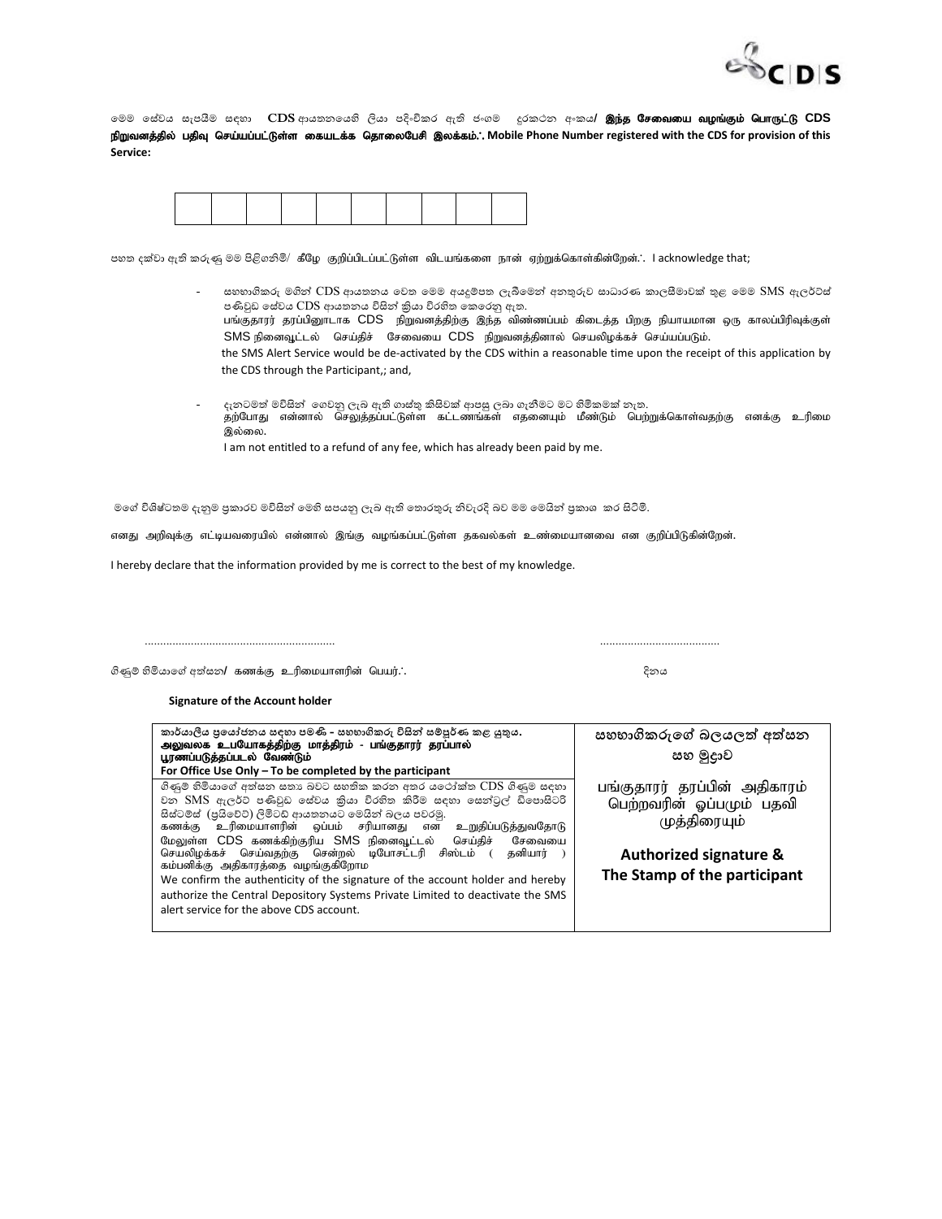මෙම සේවය සැපයීම සඳහා **CDS** ආයතනයෙහි ලියා පදිංචිකර ඇති ජංගම දුරකථන අංකය/ **இந்த சேவையை வழங்கும் பொருட்டு CDS நிறுவனத்தில் பதிவு செய்யப்பட்டுள்ள கையடக்க தொலைபேசி இலக்கம்:. Mobile Phone Number registered with the CDS for provision of this Service:**

| | | | | | | | | | |
|---|---|---|---|---|---|---|---|---|---|
| | | | | | | | | | |

පහත දක්වා ඇති කරුණු මම පිළිගනිමි/ கீழே குறிப்பிடப்பட்டுள்ள விடயங்களை நான் ஏற்றுக்கொள்கின்றேன்:. I acknowledge that;

- සහභාගිකරු මගින් CDS ආයතනය වෙත මෙම අයදුම්පත ලැබීමෙන් අනතුරුව සාධාරණ කාලසීමාවක් තුළ මෙම SMS ඇලර්ට්ස් පණිවුඩ සේවය CDS ආයතනය විසින් ක්‍රියා විරහිත කෙරෙනු ඇත.
  பங்குதாரர் தரப்பினூடாக CDS நிறுவனத்திற்கு இந்த விண்ணப்பம் கிடைத்த பிறகு நியாயமான ஒரு காலப்பிரிவுக்குள் SMS நினைவூட்டல் செய்திச் சேவையை CDS நிறுவனத்தினால் செயலிழக்கச் செய்யப்படும்.
  the SMS Alert Service would be de-activated by the CDS within a reasonable time upon the receipt of this application by the CDS through the Participant,; and,

- දැනටමත් මවිසින් ගෙවනු ලැබ ඇති ගාස්තු කිසිවක් ආපසු ලබා ගැනීමට මට හිමිකමක් නැත.
  தற்போது என்னால் செலுத்தப்பட்டுள்ள கட்டணங்கள் எதனையும் மீண்டும் பெற்றுக்கொள்வதற்கு எனக்கு உரிமை இல்லை.
  I am not entitled to a refund of any fee, which has already been paid by me.

මගේ විශිෂ්ටතම දැනුම ප්‍රකාරව මවිසින් මෙහි සපයනු ලැබ ඇති තොරතුරු නිවැරදි බව මම මෙයින් ප්‍රකාශ කර සිටිමි.

எனது அறிவுக்கு எட்டியவரையில் என்னால் இங்கு வழங்கப்பட்டுள்ள தகவல்கள் உண்மையானவை என குறிப்பிடுகின்றேன்.

I hereby declare that the information provided by me is correct to the best of my knowledge.

.............................................................                                        .......................................

ගිණුම් හිමියාගේ අත්සන/ கணக்கு உரிமையாளரின் பெயர்:.                                        දිනය

**Signature of the Account holder**

| කාර්යාලීය ප්‍රයෝජනය සඳහා පමණි - සහභාගිකරු විසින් සම්පූර්ණ කළ යුතුය. **அலுவலக உபயோகத்திற்கு மாத்திரம் - பங்குதாரர் தரப்பால் பூரணப்படுத்தப்படல் வேண்டும்** **For Office Use Only – To be completed by the participant** | **සහභාගිකරුගේ බලයලත් අත්සන සහ මුද්‍රාව** |
|---|---|
| ගිණුම් හිමියාගේ අත්සන සත්‍ය බවට සහතික කරන අතර යථෝක්ත CDS ගිණුම සඳහා වන SMS ඇලර්ට් පණිවුඩ සේවය ක්‍රියා විරහිත කිරීම සඳහා සෙන්ට්‍රල් ඩිපොසිටරි සිස්ටම්ස් (ප්‍රයිවේට්) ලිමිටඩ් ආයතනයට මෙයින් බලය පවරමු. கணக்கு உரிமையாளரின் ஒப்பம் சரியானது என உறுதிப்படுத்துவதோடு மேலுள்ள CDS கணக்கிற்குரிய SMS நினைவூட்டல் செய்திச் சேவையை செயலிழக்கச் செய்வதற்கு சென்றல் டிபோசட்டரி சிஸ்டம் ( தனியார் ) கம்பனிக்கு அதிகாரத்தை வழங்குகிறோம We confirm the authenticity of the signature of the account holder and hereby authorize the Central Depository Systems Private Limited to deactivate the SMS alert service for the above CDS account. | பங்குதாரர் தரப்பின் அதிகாரம் பெற்றவரின் ஒப்பமும் பதவி முத்திரையும் **Authorized signature & The Stamp of the participant** |